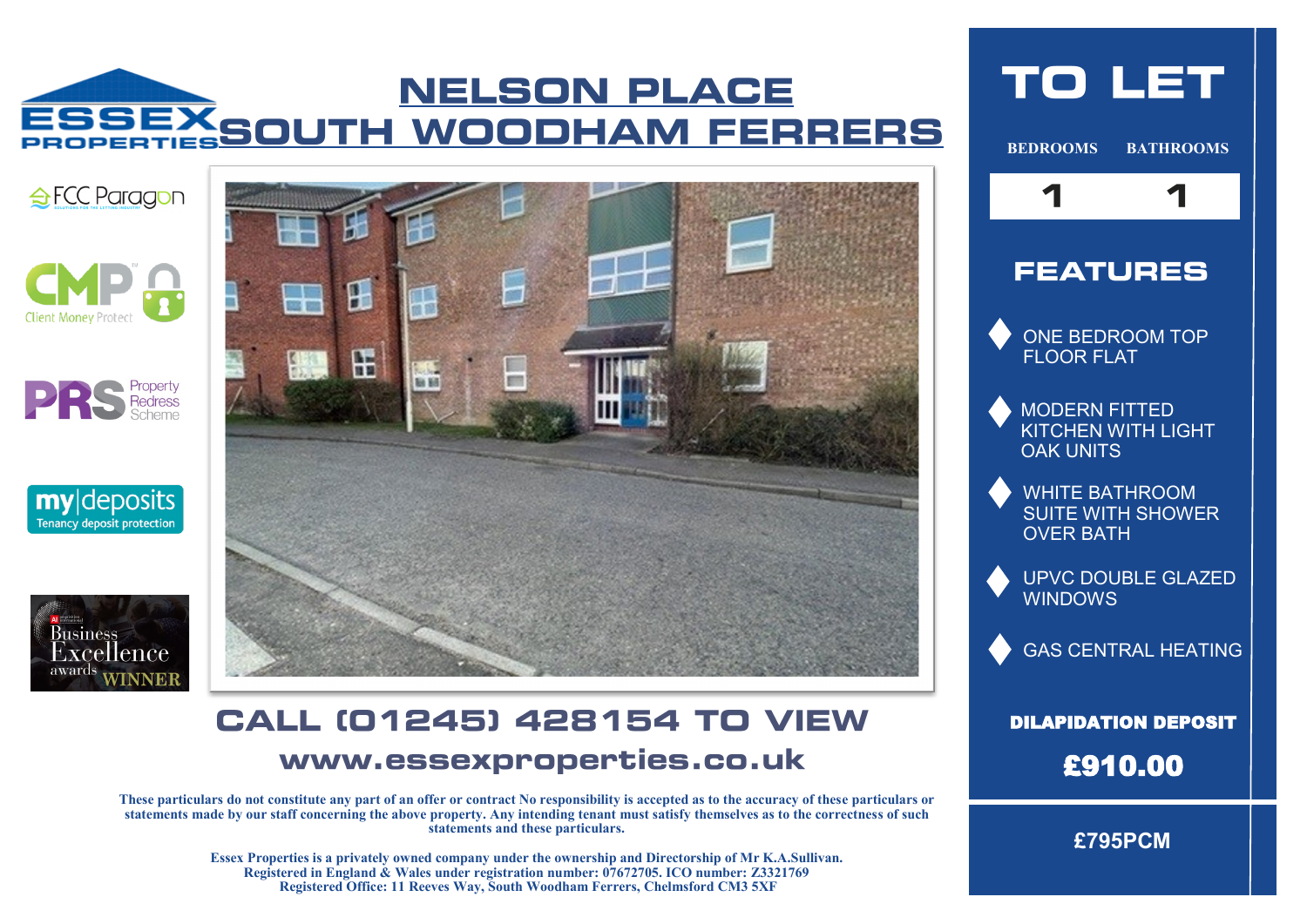# NELSON PLACE SOUTH WOODHAM FERRERS

## TO LET

| BEDROOMS | BATHROOMS |
| --- | --- |
| 1 | 1 |

## FEATURES

- ONE BEDROOM TOP FLOOR FLAT
- MODERN FITTED KITCHEN WITH LIGHT OAK UNITS
- WHITE BATHROOM SUITE WITH SHOWER OVER BATH
- UPVC DOUBLE GLAZED WINDOWS
- GAS CENTRAL HEATING

**DILAPIDATION DEPOSIT**

**£910.00**

**£795PCM**

## CALL (01245) 428154 TO VIEW

**www.essexproperties.co.uk**

**These particulars do not constitute any part of an offer or contract No responsibility is accepted as to the accuracy of these particulars or statements made by our staff concerning the above property. Any intending tenant must satisfy themselves as to the correctness of such statements and these particulars.**

**Essex Properties is a privately owned company under the ownership and Directorship of Mr K.A.Sullivan. Registered in England & Wales under registration number: 07672705. ICO number: Z3321769 Registered Office: 11 Reeves Way, South Woodham Ferrers, Chelmsford CM3 5XF**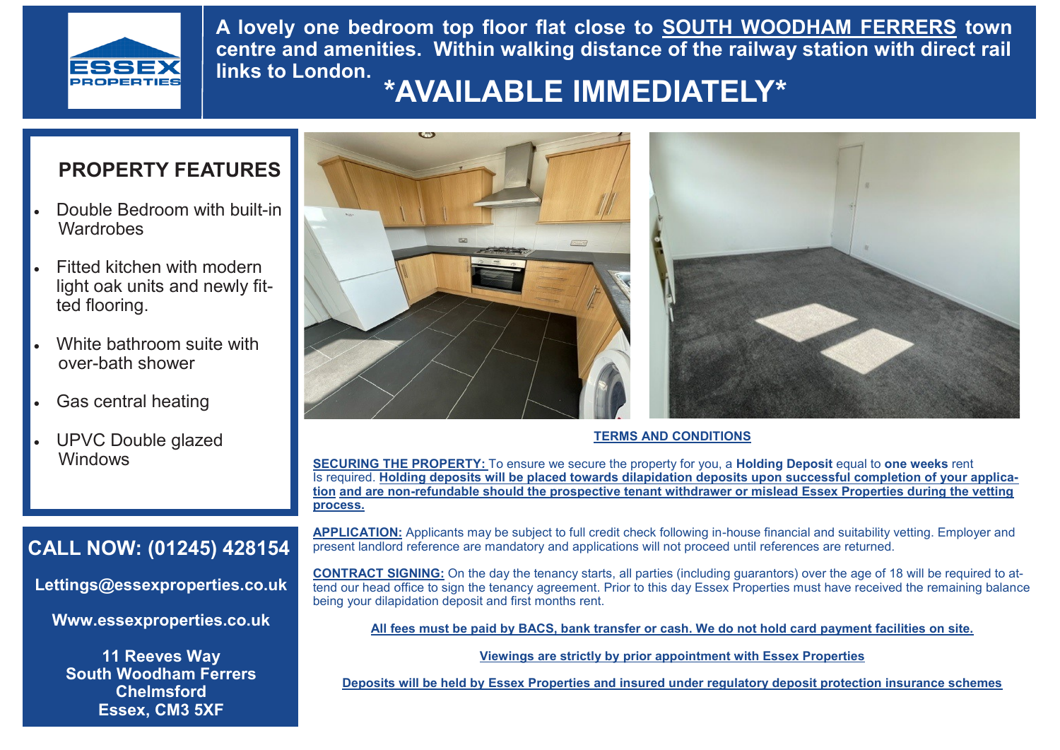A lovely one bedroom top floor flat close to **SOUTH WOODHAM FERRERS** town centre and amenities. Within walking distance of the railway station with direct rail links to London.

# *AVAILABLE IMMEDIATELY*

## PROPERTY FEATURES

- Double Bedroom with built-in Wardrobes
- Fitted kitchen with modern light oak units and newly fitted flooring.
- White bathroom suite with over-bath shower
- Gas central heating
- UPVC Double glazed Windows

## CALL NOW: (01245) 428154

**Lettings@essexproperties.co.uk**

**Www.essexproperties.co.uk**

**11 Reeves Way**
**South Woodham Ferrers**
**Chelmsford**
**Essex, CM3 5XF**

## TERMS AND CONDITIONS

**SECURING THE PROPERTY:** To ensure we secure the property for you, a **Holding Deposit** equal to **one weeks** rent Is required. **Holding deposits will be placed towards dilapidation deposits upon successful completion of your application and are non-refundable should the prospective tenant withdrawer or mislead Essex Properties during the vetting process.**

**APPLICATION:** Applicants may be subject to full credit check following in-house financial and suitability vetting. Employer and present landlord reference are mandatory and applications will not proceed until references are returned.

**CONTRACT SIGNING:** On the day the tenancy starts, all parties (including guarantors) over the age of 18 will be required to attend our head office to sign the tenancy agreement. Prior to this day Essex Properties must have received the remaining balance being your dilapidation deposit and first months rent.

**All fees must be paid by BACS, bank transfer or cash. We do not hold card payment facilities on site.**

**Viewings are strictly by prior appointment with Essex Properties**

**Deposits will be held by Essex Properties and insured under regulatory deposit protection insurance schemes**